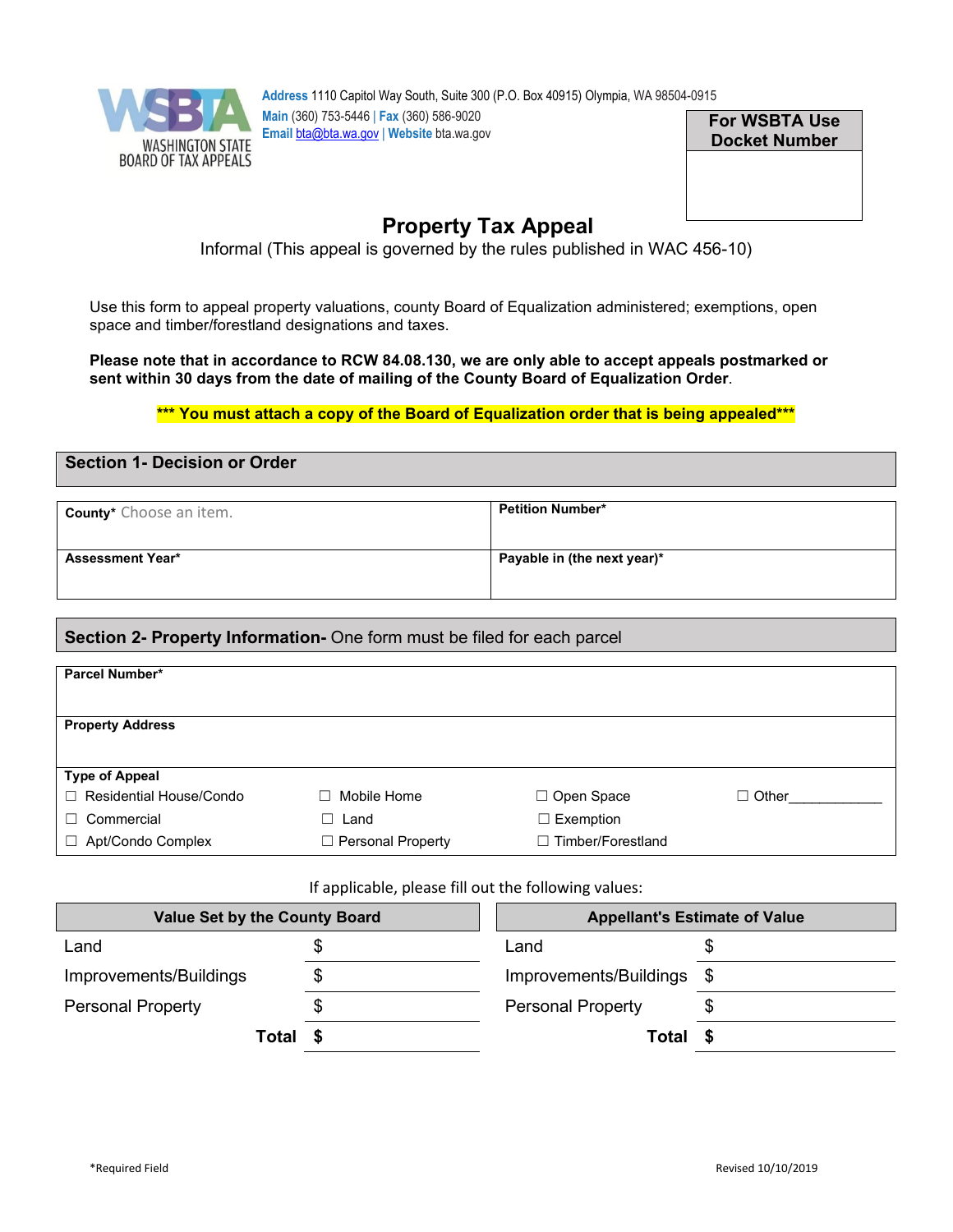WASHINGTON STATE BOARD OF TAX APPEALS

**Address** 1110 Capitol Way South, Suite 300 (P.O. Box 40915) Olympia, WA 98504-0915
**Main** (360) 753-5446 | **Fax** (360) 586-9020
**Email** bta@bta.wa.gov | **Website** bta.wa.gov

| For WSBTA Use Docket Number |
|---|
| |

# Property Tax Appeal

Informal (This appeal is governed by the rules published in WAC 456-10)

Use this form to appeal property valuations, county Board of Equalization administered; exemptions, open space and timber/forestland designations and taxes.

**Please note that in accordance to RCW 84.08.130, we are only able to accept appeals postmarked or sent within 30 days from the date of mailing of the County Board of Equalization Order.**

**\*\*\* You must attach a copy of the Board of Equalization order that is being appealed\*\*\***

## Section 1- Decision or Order

| **County\*** Choose an item. | **Petition Number\*** |
|---|---|
| **Assessment Year\*** | **Payable in (the next year)\*** |

## Section 2- Property Information- One form must be filed for each parcel

**Parcel Number\***

**Property Address**

**Type of Appeal**

| | | | |
|---|---|---|---|
| ☐ Residential House/Condo | ☐ Mobile Home | ☐ Open Space | ☐ Other____________ |
| ☐ Commercial | ☐ Land | ☐ Exemption | |
| ☐ Apt/Condo Complex | ☐ Personal Property | ☐ Timber/Forestland | |

If applicable, please fill out the following values:

| Value Set by the County Board | | Appellant's Estimate of Value | |
|---|---|---|---|
| Land | $ | Land | $ |
| Improvements/Buildings | $ | Improvements/Buildings | $ |
| Personal Property | $ | Personal Property | $ |
| **Total** | **$** | **Total** | **$** |

\*Required Field

Revised 10/10/2019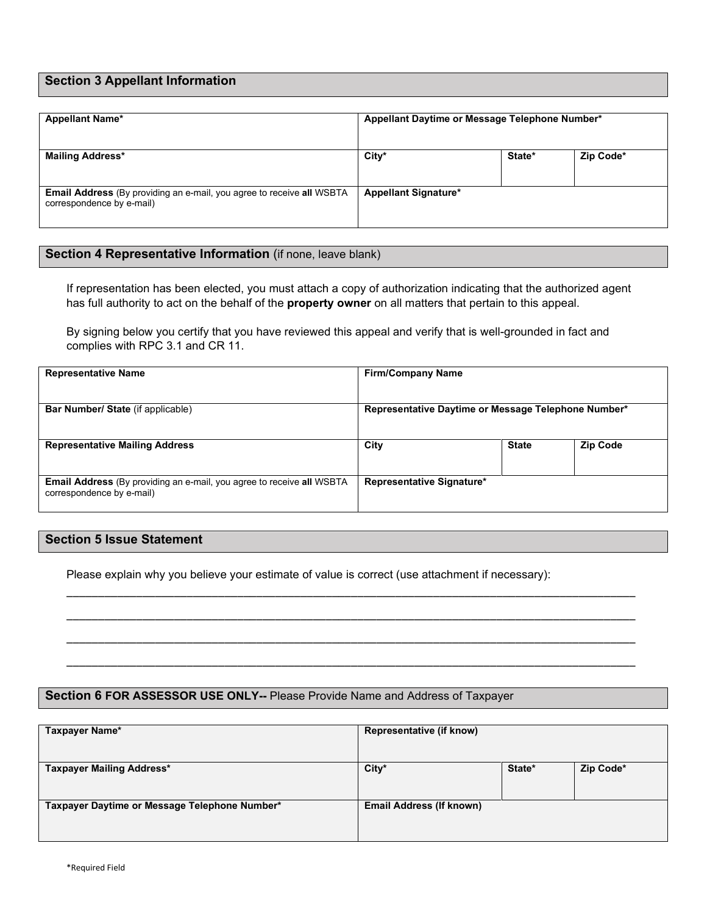## Section 3 Appellant Information

| **Appellant Name*** | **Appellant Daytime or Message Telephone Number*** | | |
|---|---|---|---|
| **Mailing Address*** | **City*** | **State*** | **Zip Code*** |
| **Email Address** (By providing an e-mail, you agree to receive **all** WSBTA correspondence by e-mail) | **Appellant Signature*** | | |

## Section 4 Representative Information (if none, leave blank)

If representation has been elected, you must attach a copy of authorization indicating that the authorized agent has full authority to act on the behalf of the **property owner** on all matters that pertain to this appeal.

By signing below you certify that you have reviewed this appeal and verify that is well-grounded in fact and complies with RPC 3.1 and CR 11.

| **Representative Name** | **Firm/Company Name** | | |
|---|---|---|---|
| **Bar Number/ State** (if applicable) | **Representative Daytime or Message Telephone Number*** | | |
| **Representative Mailing Address** | **City** | **State** | **Zip Code** |
| **Email Address** (By providing an e-mail, you agree to receive **all** WSBTA correspondence by e-mail) | **Representative Signature*** | | |

## Section 5 Issue Statement

Please explain why you believe your estimate of value is correct (use attachment if necessary):

______________________________________________________________________________

______________________________________________________________________________

______________________________________________________________________________

______________________________________________________________________________

## Section 6 FOR ASSESSOR USE ONLY-- Please Provide Name and Address of Taxpayer

| **Taxpayer Name*** | **Representative (if know)** | | |
|---|---|---|---|
| **Taxpayer Mailing Address*** | **City*** | **State*** | **Zip Code*** |
| **Taxpayer Daytime or Message Telephone Number*** | **Email Address (If known)** | | |

*Required Field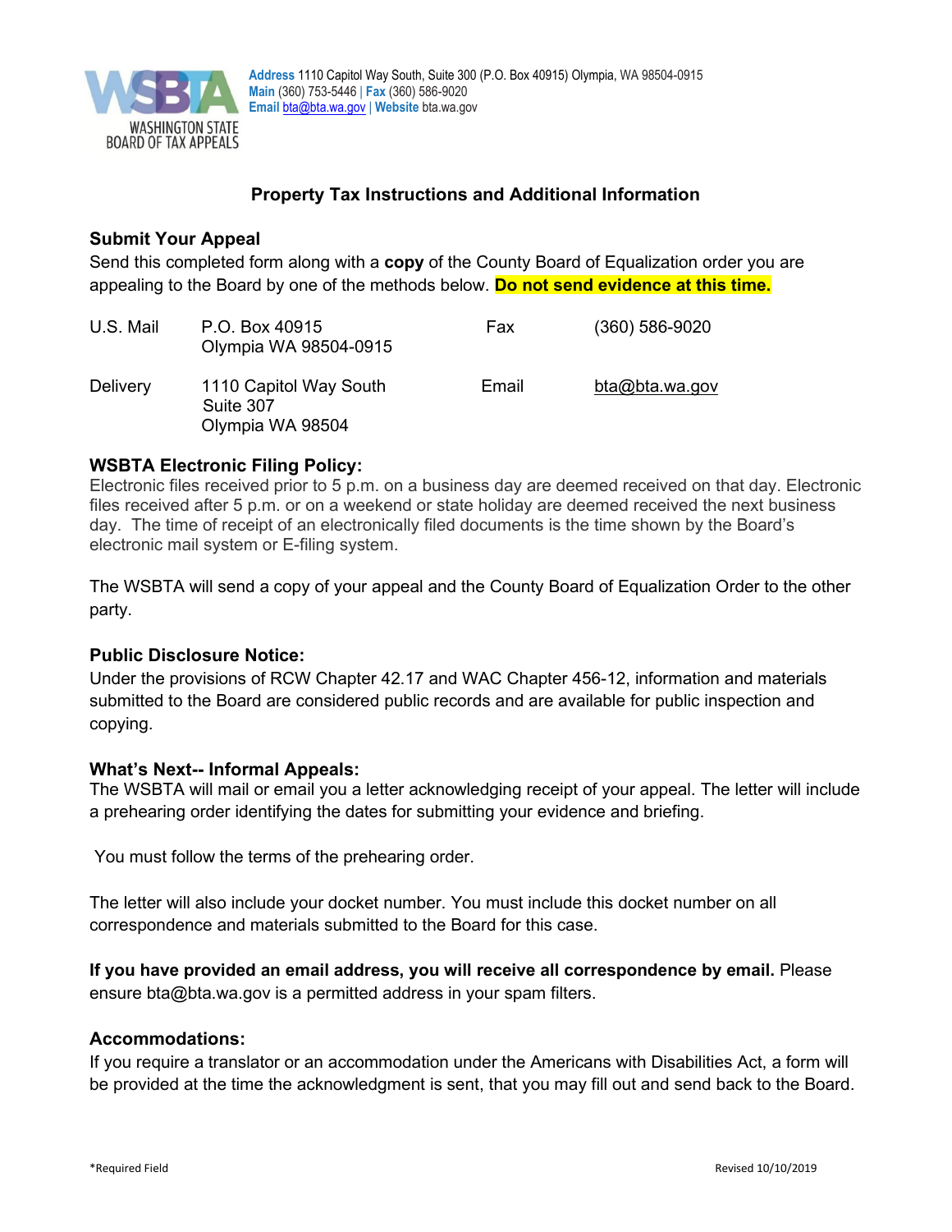Address 1110 Capitol Way South, Suite 300 (P.O. Box 40915) Olympia, WA 98504-0915
Main (360) 753-5446 | Fax (360) 586-9020
Email bta@bta.wa.gov | Website bta.wa.gov

WASHINGTON STATE BOARD OF TAX APPEALS

## Property Tax Instructions and Additional Information

### Submit Your Appeal

Send this completed form along with a **copy** of the County Board of Equalization order you are appealing to the Board by one of the methods below. **Do not send evidence at this time.**

| | | | |
|---|---|---|---|
| U.S. Mail | P.O. Box 40915<br>Olympia WA 98504-0915 | Fax | (360) 586-9020 |
| Delivery | 1110 Capitol Way South<br>Suite 307<br>Olympia WA 98504 | Email | bta@bta.wa.gov |

### WSBTA Electronic Filing Policy:

Electronic files received prior to 5 p.m. on a business day are deemed received on that day. Electronic files received after 5 p.m. or on a weekend or state holiday are deemed received the next business day. The time of receipt of an electronically filed documents is the time shown by the Board's electronic mail system or E-filing system.

The WSBTA will send a copy of your appeal and the County Board of Equalization Order to the other party.

### Public Disclosure Notice:

Under the provisions of RCW Chapter 42.17 and WAC Chapter 456-12, information and materials submitted to the Board are considered public records and are available for public inspection and copying.

### What's Next-- Informal Appeals:

The WSBTA will mail or email you a letter acknowledging receipt of your appeal. The letter will include a prehearing order identifying the dates for submitting your evidence and briefing.

You must follow the terms of the prehearing order.

The letter will also include your docket number. You must include this docket number on all correspondence and materials submitted to the Board for this case.

**If you have provided an email address, you will receive all correspondence by email.** Please ensure bta@bta.wa.gov is a permitted address in your spam filters.

### Accommodations:

If you require a translator or an accommodation under the Americans with Disabilities Act, a form will be provided at the time the acknowledgment is sent, that you may fill out and send back to the Board.

*Required Field

Revised 10/10/2019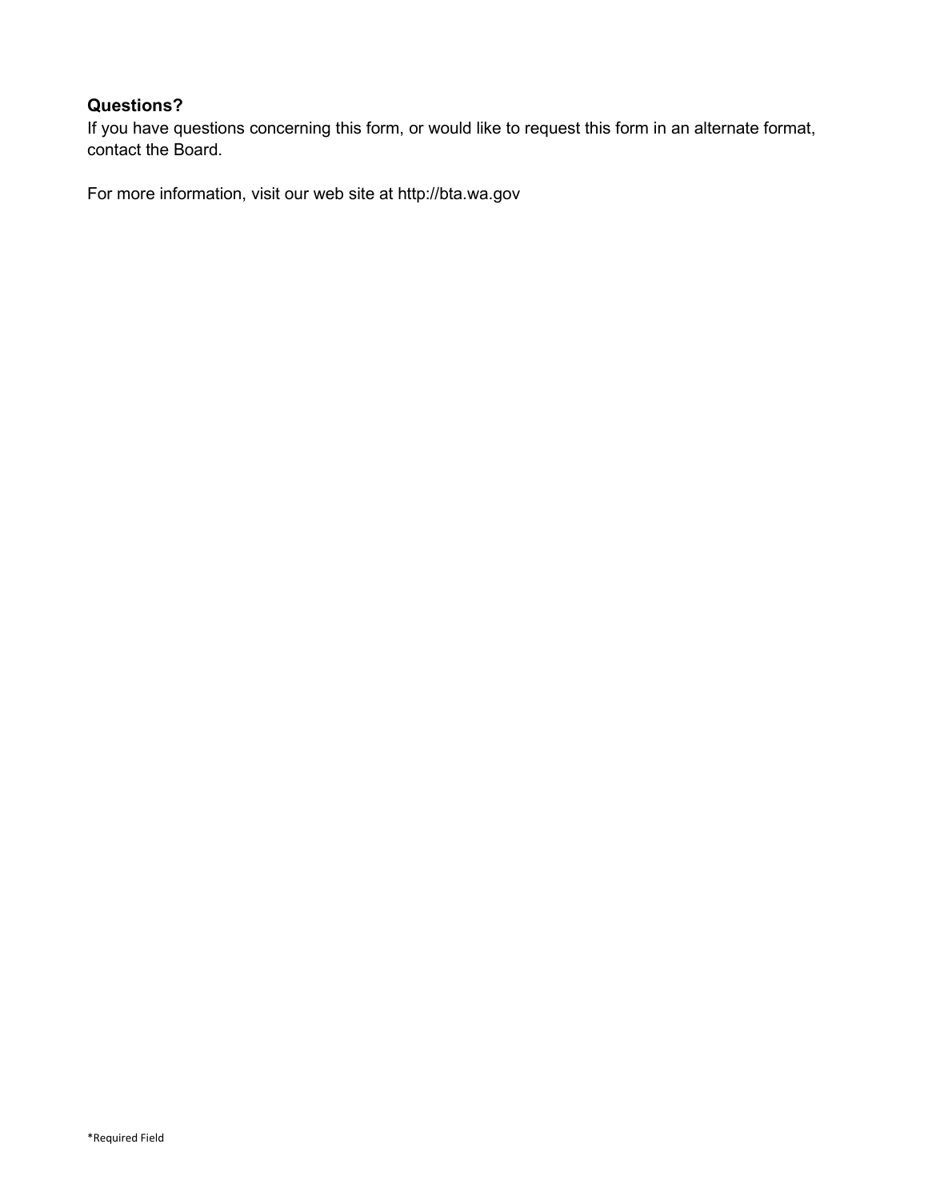**Questions?**

If you have questions concerning this form, or would like to request this form in an alternate format, contact the Board.

For more information, visit our web site at http://bta.wa.gov

*Required Field